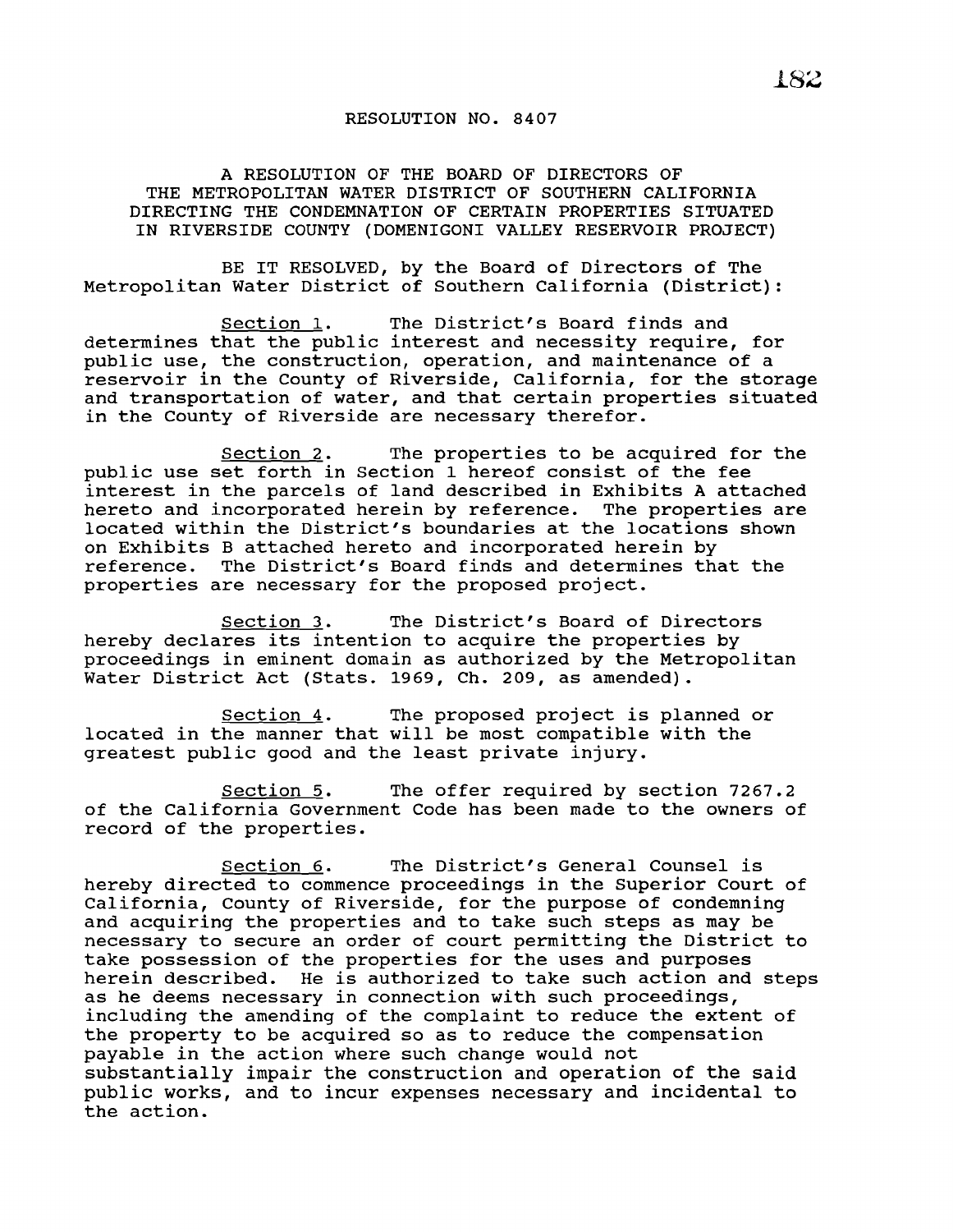# RESOLUTION NO. 8407

A RESOLUTION OF THE BOARD OF DIRECTORS OF THE METROPOLITAN WATER DISTRICT OF SOUTHERN CALIFORNIA DIRECTING THE CONDEMNATION OF CERTAIN PROPERTIES SITUATED IN RIVERSIDE COUNTY (DOMENIGONI VALLEY RESERVOIR PROJECT)

BE IT RESOLVED, by the Board of Directors of The Metropolitan Water District of Southern California (District):

Section 1. The District's Board finds and determines that the public interest and necessity require, for public use, the construction, operation, and maintenance of a reservoir in the County of Riverside, California, for the storage and transportation of water, and that certain properties situated in the County of Riverside are necessary therefor.

Section 2. The properties to be acquired for the public use set forth in Section 1 hereof consist of the fee interest in the parcels of land described in Exhibits A attached hereto and incorporated herein by reference. The properties are located within the District's boundaries at the locations shown on Exhibits B attached hereto and incorporated herein by reference. The District's Board finds and determines that the properties are necessary for the proposed project.

Section 3. The District's Board of Directors hereby declares its intention to acquire the properties by proceedings in eminent domain as authorized by the Metropolitan Water District Act (Stats. 1969, Ch. 209, as amended).

Section 4. The proposed project is planned or located in the manner that will be most compatible with the greatest public good and the least private injury.

Section 5. The offer required by section 7267.2 of the California Government Code has been made to the owners of record of the properties.

Section 6. The District's General Counsel is hereby directed to commence proceedings in the Superior Court of California, County of Riverside, for the purpose of condemning and acquiring the properties and to take such steps as may be necessary to secure an order of court permitting the District to take possession of the properties for the uses and purposes herein described. He is authorized to take such action and steps as he deems necessary in connection with such proceedings, including the amending of the complaint to reduce the extent of the property to be acquired so as to reduce the compensation payable in the action where such change would not substantially impair the construction and operation of the said public works, and to incur expenses necessary and incidental to the action.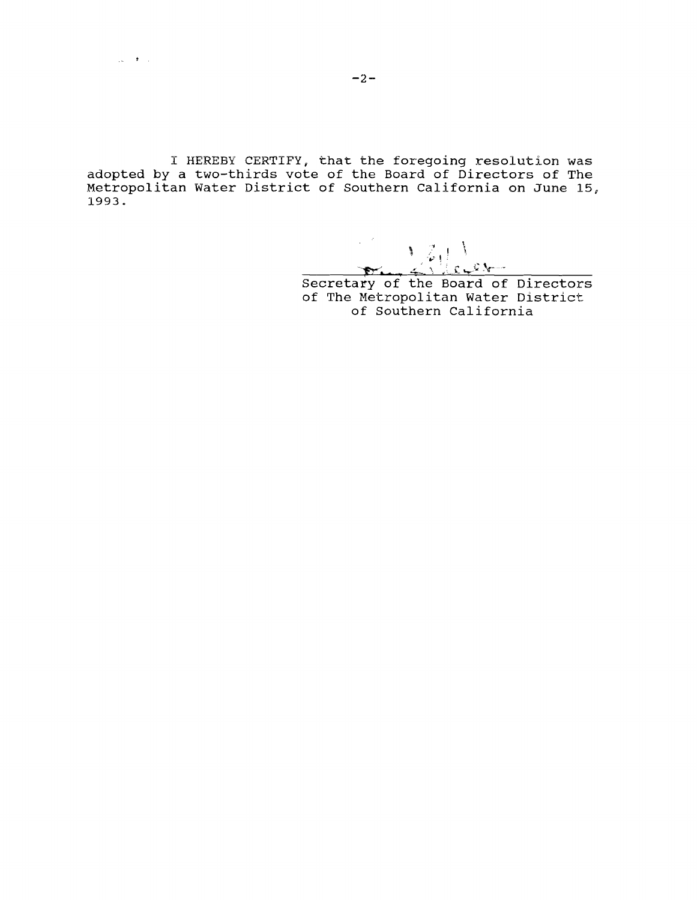I HEREBY CERTIFY, that the foregoing resolution was adopted by a two-thirds vote of the Board of Directors of The Metropolitan Water District of Southern California on June 15, 1993.

Secretary of the Board of Directors
of The Metropolitan Water District
of Southern California